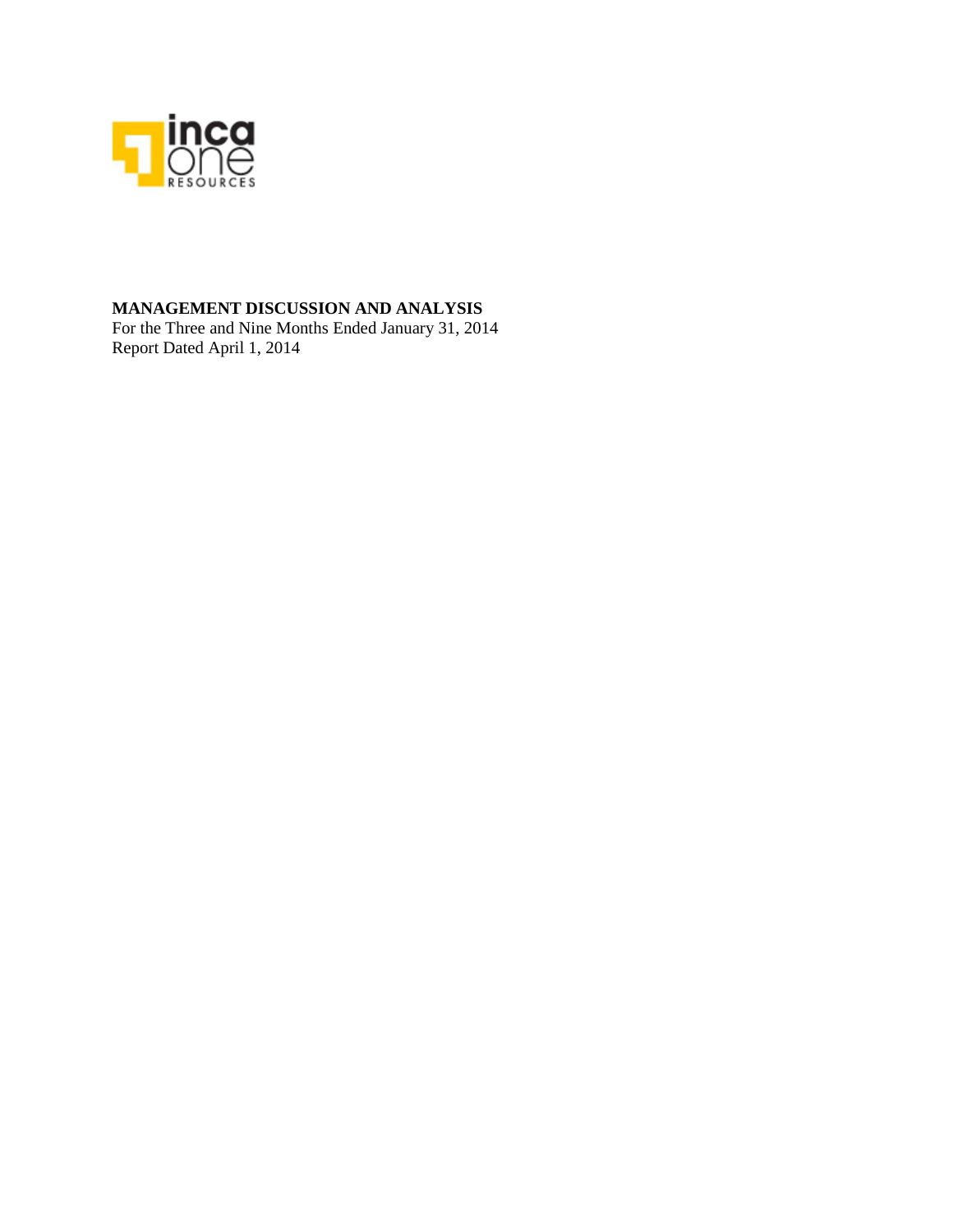**MANAGEMENT DISCUSSION AND ANALYSIS**

For the Three and Nine Months Ended January 31, 2014

Report Dated April 1, 2014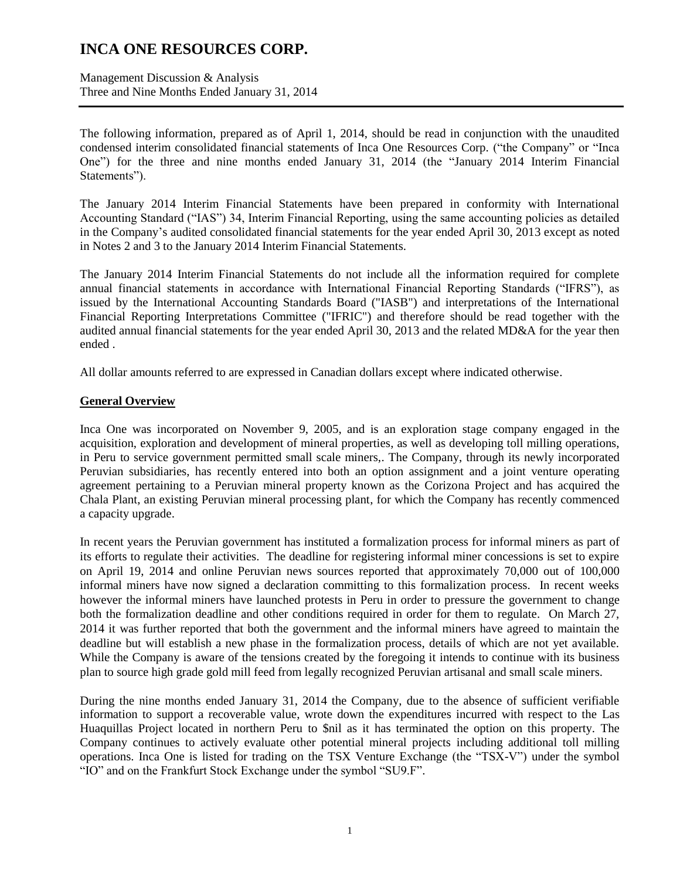# INCA ONE RESOURCES CORP.

Management Discussion & Analysis
Three and Nine Months Ended January 31, 2014

The following information, prepared as of April 1, 2014, should be read in conjunction with the unaudited condensed interim consolidated financial statements of Inca One Resources Corp. ("the Company" or "Inca One") for the three and nine months ended January 31, 2014 (the "January 2014 Interim Financial Statements").

The January 2014 Interim Financial Statements have been prepared in conformity with International Accounting Standard ("IAS") 34, Interim Financial Reporting, using the same accounting policies as detailed in the Company's audited consolidated financial statements for the year ended April 30, 2013 except as noted in Notes 2 and 3 to the January 2014 Interim Financial Statements.

The January 2014 Interim Financial Statements do not include all the information required for complete annual financial statements in accordance with International Financial Reporting Standards ("IFRS"), as issued by the International Accounting Standards Board ("IASB") and interpretations of the International Financial Reporting Interpretations Committee ("IFRIC") and therefore should be read together with the audited annual financial statements for the year ended April 30, 2013 and the related MD&A for the year then ended .

All dollar amounts referred to are expressed in Canadian dollars except where indicated otherwise.

## General Overview

Inca One was incorporated on November 9, 2005, and is an exploration stage company engaged in the acquisition, exploration and development of mineral properties, as well as developing toll milling operations, in Peru to service government permitted small scale miners,. The Company, through its newly incorporated Peruvian subsidiaries, has recently entered into both an option assignment and a joint venture operating agreement pertaining to a Peruvian mineral property known as the Corizona Project and has acquired the Chala Plant, an existing Peruvian mineral processing plant, for which the Company has recently commenced a capacity upgrade.

In recent years the Peruvian government has instituted a formalization process for informal miners as part of its efforts to regulate their activities. The deadline for registering informal miner concessions is set to expire on April 19, 2014 and online Peruvian news sources reported that approximately 70,000 out of 100,000 informal miners have now signed a declaration committing to this formalization process. In recent weeks however the informal miners have launched protests in Peru in order to pressure the government to change both the formalization deadline and other conditions required in order for them to regulate. On March 27, 2014 it was further reported that both the government and the informal miners have agreed to maintain the deadline but will establish a new phase in the formalization process, details of which are not yet available. While the Company is aware of the tensions created by the foregoing it intends to continue with its business plan to source high grade gold mill feed from legally recognized Peruvian artisanal and small scale miners.

During the nine months ended January 31, 2014 the Company, due to the absence of sufficient verifiable information to support a recoverable value, wrote down the expenditures incurred with respect to the Las Huaquillas Project located in northern Peru to $nil as it has terminated the option on this property. The Company continues to actively evaluate other potential mineral projects including additional toll milling operations. Inca One is listed for trading on the TSX Venture Exchange (the "TSX-V") under the symbol "IO" and on the Frankfurt Stock Exchange under the symbol "SU9.F".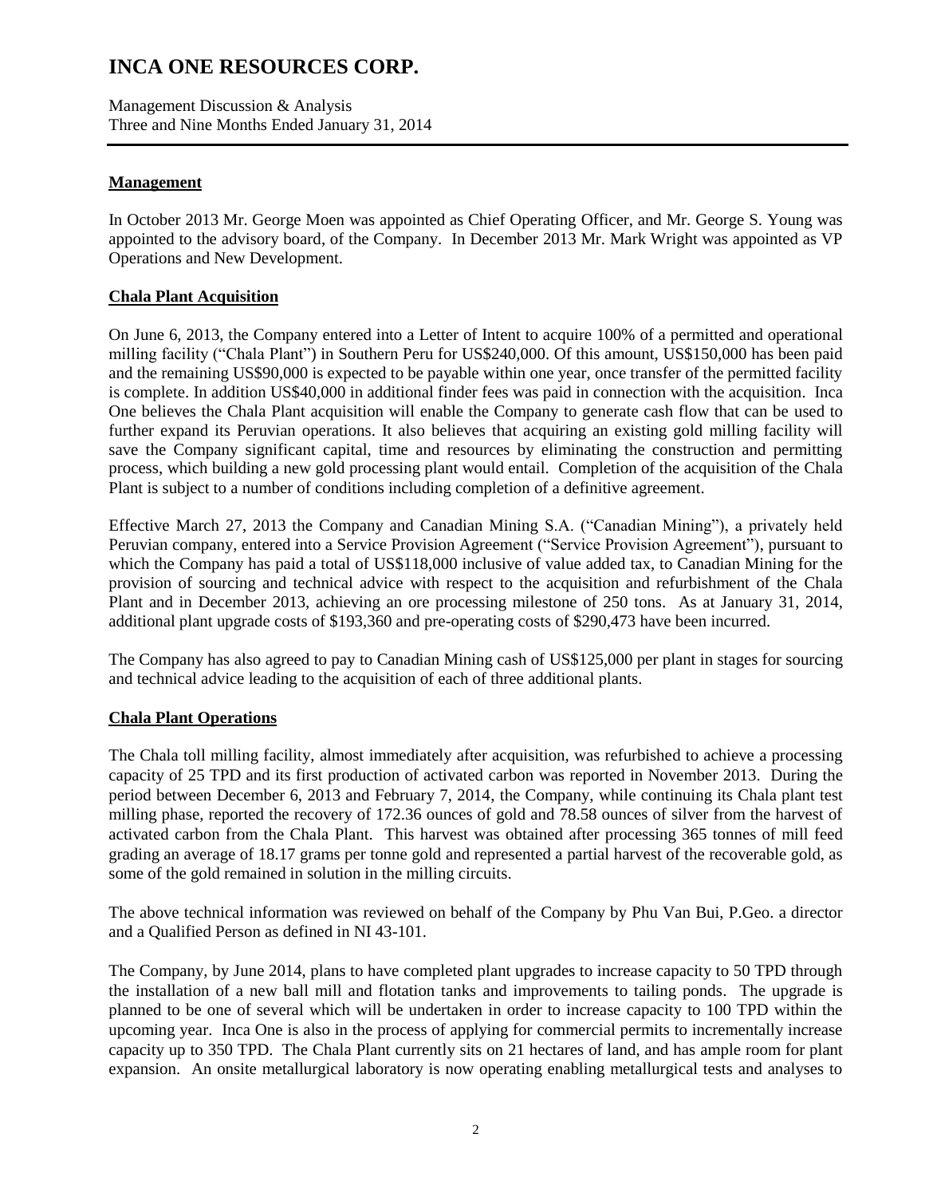## Management

In October 2013 Mr. George Moen was appointed as Chief Operating Officer, and Mr. George S. Young was appointed to the advisory board, of the Company. In December 2013 Mr. Mark Wright was appointed as VP Operations and New Development.

## Chala Plant Acquisition

On June 6, 2013, the Company entered into a Letter of Intent to acquire 100% of a permitted and operational milling facility ("Chala Plant") in Southern Peru for US$240,000. Of this amount, US$150,000 has been paid and the remaining US$90,000 is expected to be payable within one year, once transfer of the permitted facility is complete. In addition US$40,000 in additional finder fees was paid in connection with the acquisition. Inca One believes the Chala Plant acquisition will enable the Company to generate cash flow that can be used to further expand its Peruvian operations. It also believes that acquiring an existing gold milling facility will save the Company significant capital, time and resources by eliminating the construction and permitting process, which building a new gold processing plant would entail. Completion of the acquisition of the Chala Plant is subject to a number of conditions including completion of a definitive agreement.

Effective March 27, 2013 the Company and Canadian Mining S.A. ("Canadian Mining"), a privately held Peruvian company, entered into a Service Provision Agreement ("Service Provision Agreement"), pursuant to which the Company has paid a total of US$118,000 inclusive of value added tax, to Canadian Mining for the provision of sourcing and technical advice with respect to the acquisition and refurbishment of the Chala Plant and in December 2013, achieving an ore processing milestone of 250 tons. As at January 31, 2014, additional plant upgrade costs of $193,360 and pre-operating costs of $290,473 have been incurred.

The Company has also agreed to pay to Canadian Mining cash of US$125,000 per plant in stages for sourcing and technical advice leading to the acquisition of each of three additional plants.

## Chala Plant Operations

The Chala toll milling facility, almost immediately after acquisition, was refurbished to achieve a processing capacity of 25 TPD and its first production of activated carbon was reported in November 2013. During the period between December 6, 2013 and February 7, 2014, the Company, while continuing its Chala plant test milling phase, reported the recovery of 172.36 ounces of gold and 78.58 ounces of silver from the harvest of activated carbon from the Chala Plant. This harvest was obtained after processing 365 tonnes of mill feed grading an average of 18.17 grams per tonne gold and represented a partial harvest of the recoverable gold, as some of the gold remained in solution in the milling circuits.

The above technical information was reviewed on behalf of the Company by Phu Van Bui, P.Geo. a director and a Qualified Person as defined in NI 43-101.

The Company, by June 2014, plans to have completed plant upgrades to increase capacity to 50 TPD through the installation of a new ball mill and flotation tanks and improvements to tailing ponds. The upgrade is planned to be one of several which will be undertaken in order to increase capacity to 100 TPD within the upcoming year. Inca One is also in the process of applying for commercial permits to incrementally increase capacity up to 350 TPD. The Chala Plant currently sits on 21 hectares of land, and has ample room for plant expansion. An onsite metallurgical laboratory is now operating enabling metallurgical tests and analyses to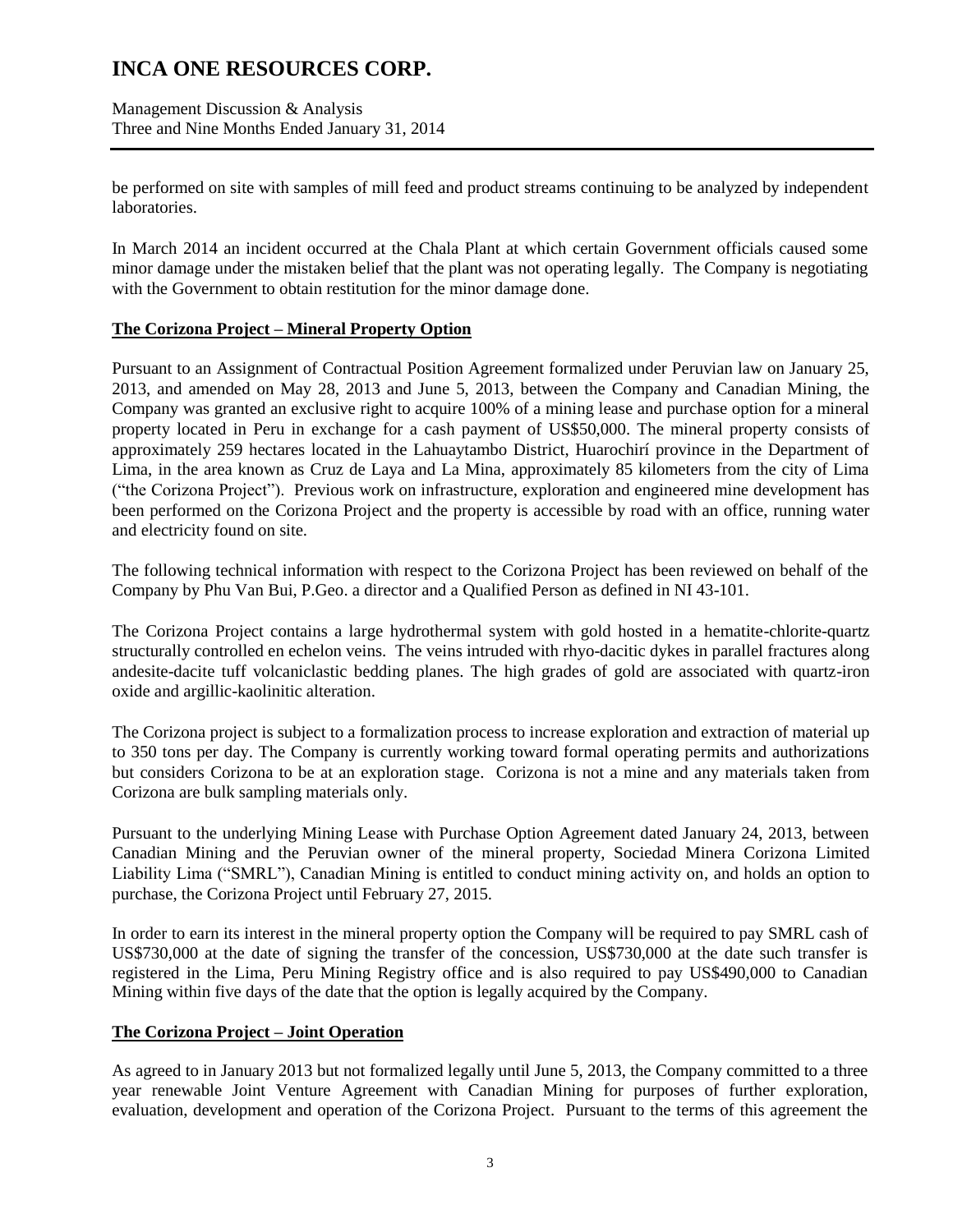be performed on site with samples of mill feed and product streams continuing to be analyzed by independent laboratories.

In March 2014 an incident occurred at the Chala Plant at which certain Government officials caused some minor damage under the mistaken belief that the plant was not operating legally. The Company is negotiating with the Government to obtain restitution for the minor damage done.

## **The Corizona Project – Mineral Property Option**

Pursuant to an Assignment of Contractual Position Agreement formalized under Peruvian law on January 25, 2013, and amended on May 28, 2013 and June 5, 2013, between the Company and Canadian Mining, the Company was granted an exclusive right to acquire 100% of a mining lease and purchase option for a mineral property located in Peru in exchange for a cash payment of US$50,000. The mineral property consists of approximately 259 hectares located in the Lahuaytambo District, Huarochirí province in the Department of Lima, in the area known as Cruz de Laya and La Mina, approximately 85 kilometers from the city of Lima ("the Corizona Project"). Previous work on infrastructure, exploration and engineered mine development has been performed on the Corizona Project and the property is accessible by road with an office, running water and electricity found on site.

The following technical information with respect to the Corizona Project has been reviewed on behalf of the Company by Phu Van Bui, P.Geo. a director and a Qualified Person as defined in NI 43-101.

The Corizona Project contains a large hydrothermal system with gold hosted in a hematite-chlorite-quartz structurally controlled en echelon veins. The veins intruded with rhyo-dacitic dykes in parallel fractures along andesite-dacite tuff volcaniclastic bedding planes. The high grades of gold are associated with quartz-iron oxide and argillic-kaolinitic alteration.

The Corizona project is subject to a formalization process to increase exploration and extraction of material up to 350 tons per day. The Company is currently working toward formal operating permits and authorizations but considers Corizona to be at an exploration stage. Corizona is not a mine and any materials taken from Corizona are bulk sampling materials only.

Pursuant to the underlying Mining Lease with Purchase Option Agreement dated January 24, 2013, between Canadian Mining and the Peruvian owner of the mineral property, Sociedad Minera Corizona Limited Liability Lima ("SMRL"), Canadian Mining is entitled to conduct mining activity on, and holds an option to purchase, the Corizona Project until February 27, 2015.

In order to earn its interest in the mineral property option the Company will be required to pay SMRL cash of US$730,000 at the date of signing the transfer of the concession, US$730,000 at the date such transfer is registered in the Lima, Peru Mining Registry office and is also required to pay US$490,000 to Canadian Mining within five days of the date that the option is legally acquired by the Company.

## **The Corizona Project – Joint Operation**

As agreed to in January 2013 but not formalized legally until June 5, 2013, the Company committed to a three year renewable Joint Venture Agreement with Canadian Mining for purposes of further exploration, evaluation, development and operation of the Corizona Project. Pursuant to the terms of this agreement the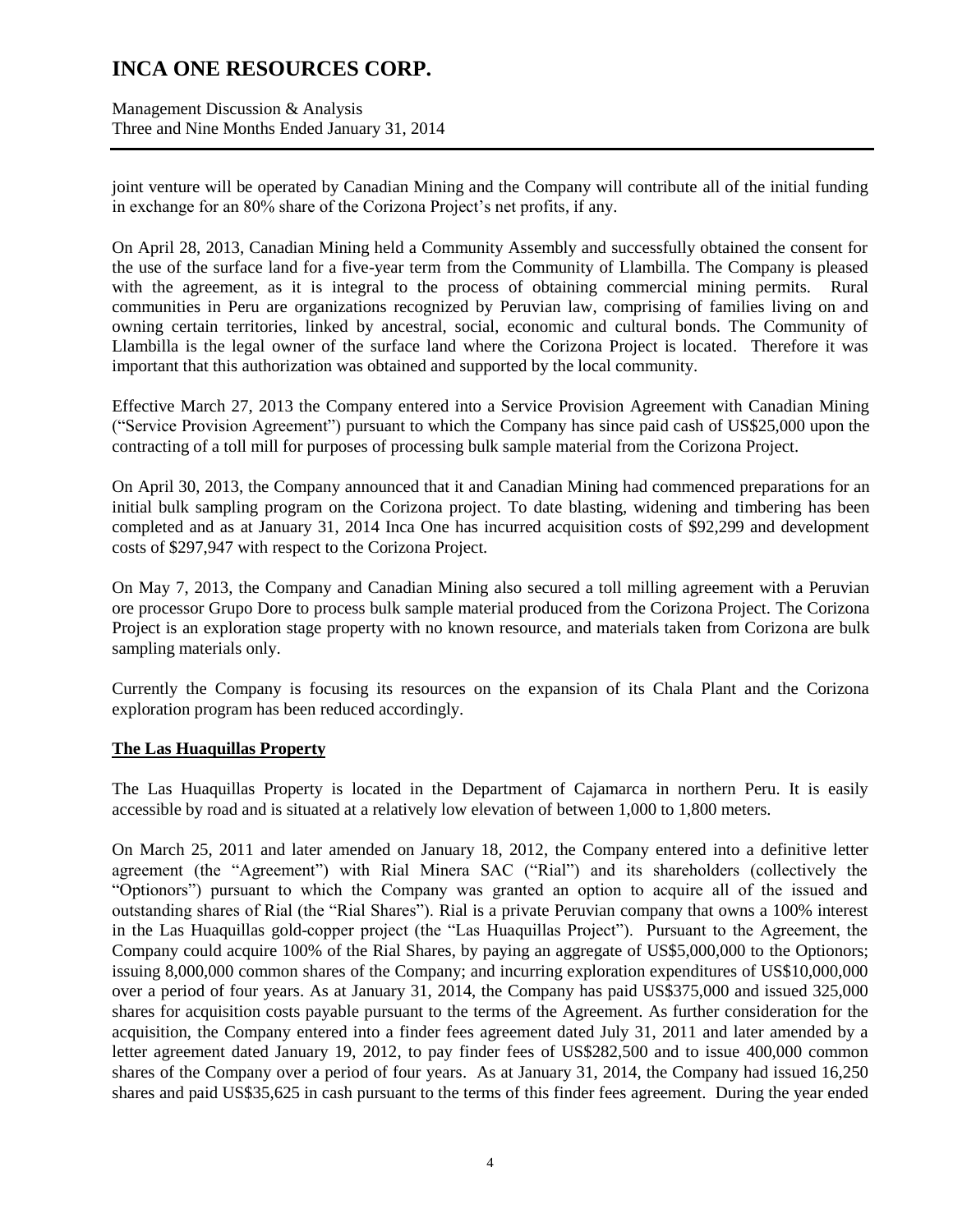joint venture will be operated by Canadian Mining and the Company will contribute all of the initial funding in exchange for an 80% share of the Corizona Project's net profits, if any.

On April 28, 2013, Canadian Mining held a Community Assembly and successfully obtained the consent for the use of the surface land for a five-year term from the Community of Llambilla. The Company is pleased with the agreement, as it is integral to the process of obtaining commercial mining permits. Rural communities in Peru are organizations recognized by Peruvian law, comprising of families living on and owning certain territories, linked by ancestral, social, economic and cultural bonds. The Community of Llambilla is the legal owner of the surface land where the Corizona Project is located. Therefore it was important that this authorization was obtained and supported by the local community.

Effective March 27, 2013 the Company entered into a Service Provision Agreement with Canadian Mining ("Service Provision Agreement") pursuant to which the Company has since paid cash of US$25,000 upon the contracting of a toll mill for purposes of processing bulk sample material from the Corizona Project.

On April 30, 2013, the Company announced that it and Canadian Mining had commenced preparations for an initial bulk sampling program on the Corizona project. To date blasting, widening and timbering has been completed and as at January 31, 2014 Inca One has incurred acquisition costs of $92,299 and development costs of $297,947 with respect to the Corizona Project.

On May 7, 2013, the Company and Canadian Mining also secured a toll milling agreement with a Peruvian ore processor Grupo Dore to process bulk sample material produced from the Corizona Project. The Corizona Project is an exploration stage property with no known resource, and materials taken from Corizona are bulk sampling materials only.

Currently the Company is focusing its resources on the expansion of its Chala Plant and the Corizona exploration program has been reduced accordingly.

## The Las Huaquillas Property

The Las Huaquillas Property is located in the Department of Cajamarca in northern Peru. It is easily accessible by road and is situated at a relatively low elevation of between 1,000 to 1,800 meters.

On March 25, 2011 and later amended on January 18, 2012, the Company entered into a definitive letter agreement (the "Agreement") with Rial Minera SAC ("Rial") and its shareholders (collectively the "Optionors") pursuant to which the Company was granted an option to acquire all of the issued and outstanding shares of Rial (the "Rial Shares"). Rial is a private Peruvian company that owns a 100% interest in the Las Huaquillas gold-copper project (the "Las Huaquillas Project"). Pursuant to the Agreement, the Company could acquire 100% of the Rial Shares, by paying an aggregate of US$5,000,000 to the Optionors; issuing 8,000,000 common shares of the Company; and incurring exploration expenditures of US$10,000,000 over a period of four years. As at January 31, 2014, the Company has paid US$375,000 and issued 325,000 shares for acquisition costs payable pursuant to the terms of the Agreement. As further consideration for the acquisition, the Company entered into a finder fees agreement dated July 31, 2011 and later amended by a letter agreement dated January 19, 2012, to pay finder fees of US$282,500 and to issue 400,000 common shares of the Company over a period of four years. As at January 31, 2014, the Company had issued 16,250 shares and paid US$35,625 in cash pursuant to the terms of this finder fees agreement. During the year ended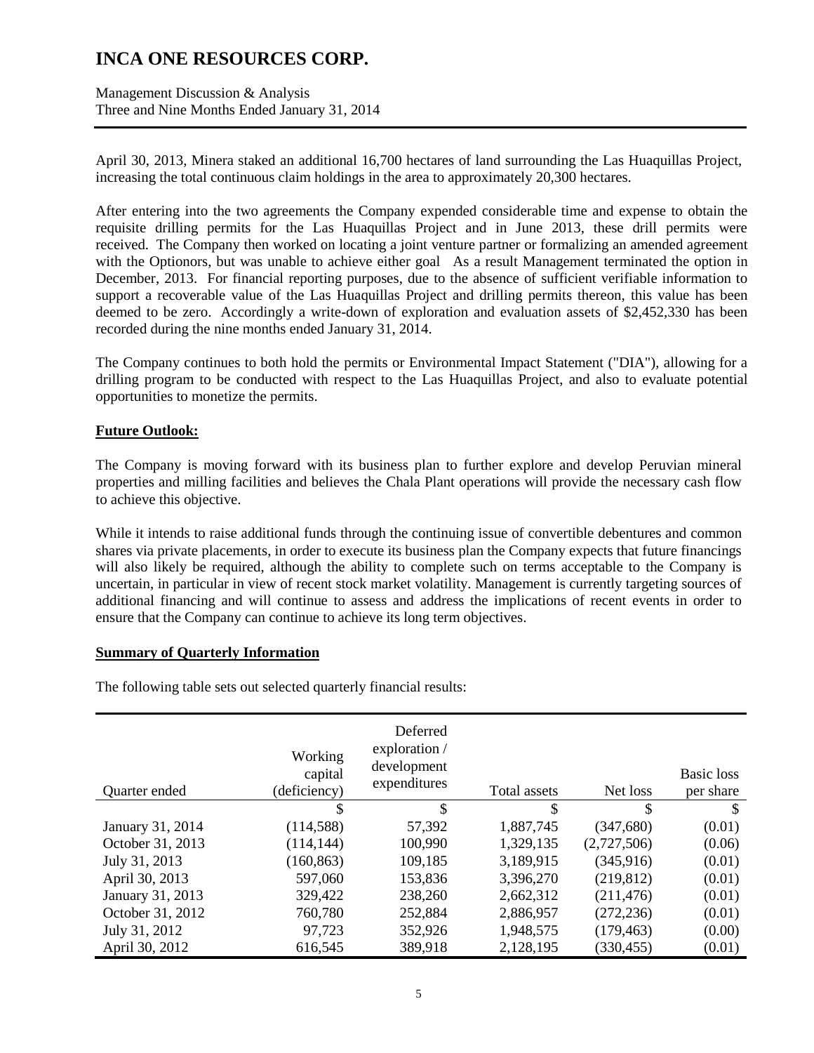April 30, 2013, Minera staked an additional 16,700 hectares of land surrounding the Las Huaquillas Project, increasing the total continuous claim holdings in the area to approximately 20,300 hectares.

After entering into the two agreements the Company expended considerable time and expense to obtain the requisite drilling permits for the Las Huaquillas Project and in June 2013, these drill permits were received. The Company then worked on locating a joint venture partner or formalizing an amended agreement with the Optionors, but was unable to achieve either goal As a result Management terminated the option in December, 2013. For financial reporting purposes, due to the absence of sufficient verifiable information to support a recoverable value of the Las Huaquillas Project and drilling permits thereon, this value has been deemed to be zero. Accordingly a write-down of exploration and evaluation assets of $2,452,330 has been recorded during the nine months ended January 31, 2014.

The Company continues to both hold the permits or Environmental Impact Statement ("DIA"), allowing for a drilling program to be conducted with respect to the Las Huaquillas Project, and also to evaluate potential opportunities to monetize the permits.

**Future Outlook:**

The Company is moving forward with its business plan to further explore and develop Peruvian mineral properties and milling facilities and believes the Chala Plant operations will provide the necessary cash flow to achieve this objective.

While it intends to raise additional funds through the continuing issue of convertible debentures and common shares via private placements, in order to execute its business plan the Company expects that future financings will also likely be required, although the ability to complete such on terms acceptable to the Company is uncertain, in particular in view of recent stock market volatility. Management is currently targeting sources of additional financing and will continue to assess and address the implications of recent events in order to ensure that the Company can continue to achieve its long term objectives.

**Summary of Quarterly Information**

The following table sets out selected quarterly financial results:

| Quarter ended | Working capital (deficiency) | Deferred exploration / development expenditures | Total assets | Net loss | Basic loss per share |
|---|---|---|---|---|---|
| | $ | $ | $ | $ | $ |
| January 31, 2014 | (114,588) | 57,392 | 1,887,745 | (347,680) | (0.01) |
| October 31, 2013 | (114,144) | 100,990 | 1,329,135 | (2,727,506) | (0.06) |
| July 31, 2013 | (160,863) | 109,185 | 3,189,915 | (345,916) | (0.01) |
| April 30, 2013 | 597,060 | 153,836 | 3,396,270 | (219,812) | (0.01) |
| January 31, 2013 | 329,422 | 238,260 | 2,662,312 | (211,476) | (0.01) |
| October 31, 2012 | 760,780 | 252,884 | 2,886,957 | (272,236) | (0.01) |
| July 31, 2012 | 97,723 | 352,926 | 1,948,575 | (179,463) | (0.00) |
| April 30, 2012 | 616,545 | 389,918 | 2,128,195 | (330,455) | (0.01) |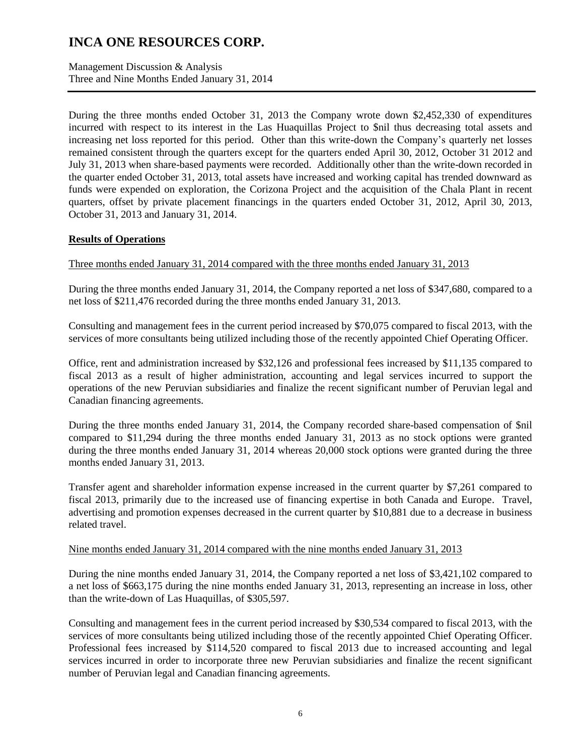During the three months ended October 31, 2013 the Company wrote down $2,452,330 of expenditures incurred with respect to its interest in the Las Huaquillas Project to $nil thus decreasing total assets and increasing net loss reported for this period. Other than this write-down the Company's quarterly net losses remained consistent through the quarters except for the quarters ended April 30, 2012, October 31 2012 and July 31, 2013 when share-based payments were recorded. Additionally other than the write-down recorded in the quarter ended October 31, 2013, total assets have increased and working capital has trended downward as funds were expended on exploration, the Corizona Project and the acquisition of the Chala Plant in recent quarters, offset by private placement financings in the quarters ended October 31, 2012, April 30, 2013, October 31, 2013 and January 31, 2014.

## Results of Operations

Three months ended January 31, 2014 compared with the three months ended January 31, 2013

During the three months ended January 31, 2014, the Company reported a net loss of $347,680, compared to a net loss of $211,476 recorded during the three months ended January 31, 2013.

Consulting and management fees in the current period increased by $70,075 compared to fiscal 2013, with the services of more consultants being utilized including those of the recently appointed Chief Operating Officer.

Office, rent and administration increased by $32,126 and professional fees increased by $11,135 compared to fiscal 2013 as a result of higher administration, accounting and legal services incurred to support the operations of the new Peruvian subsidiaries and finalize the recent significant number of Peruvian legal and Canadian financing agreements.

During the three months ended January 31, 2014, the Company recorded share-based compensation of $nil compared to 11,294 during the three months ended January 31, 2013 as no stock options were granted during the three months ended January 31, 2014 whereas 20,000 stock options were granted during the three months ended January 31, 2013.

Transfer agent and shareholder information expense increased in the current quarter by $7,261 compared to fiscal 2013, primarily due to the increased use of financing expertise in both Canada and Europe. Travel, advertising and promotion expenses decreased in the current quarter by $10,881 due to a decrease in business related travel.

Nine months ended January 31, 2014 compared with the nine months ended January 31, 2013

During the nine months ended January 31, 2014, the Company reported a net loss of $3,421,102 compared to a net loss of $663,175 during the nine months ended January 31, 2013, representing an increase in loss, other than the write-down of Las Huaquillas, of $305,597.

Consulting and management fees in the current period increased by $30,534 compared to fiscal 2013, with the services of more consultants being utilized including those of the recently appointed Chief Operating Officer. Professional fees increased by $114,520 compared to fiscal 2013 due to increased accounting and legal services incurred in order to incorporate three new Peruvian subsidiaries and finalize the recent significant number of Peruvian legal and Canadian financing agreements.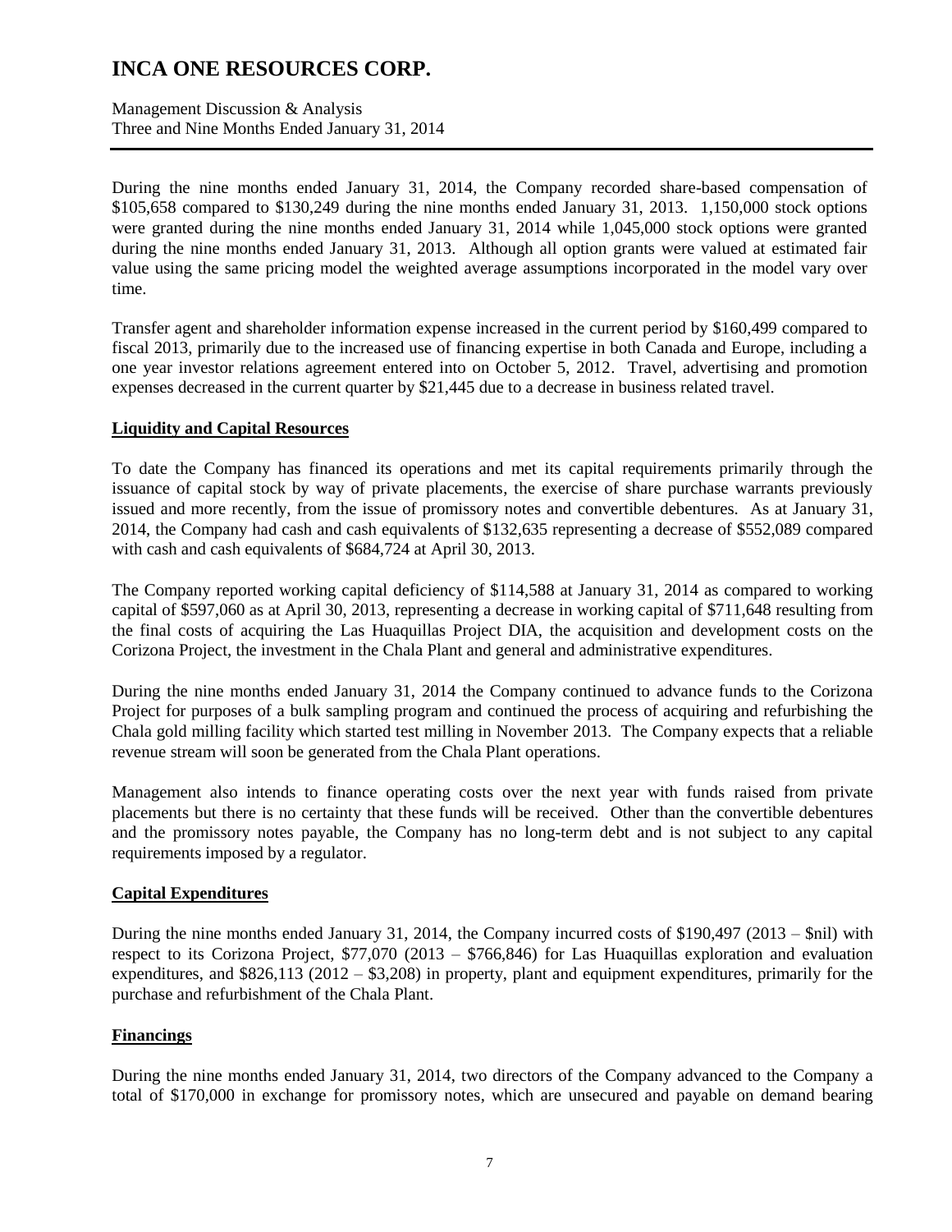During the nine months ended January 31, 2014, the Company recorded share-based compensation of $105,658 compared to $130,249 during the nine months ended January 31, 2013. 1,150,000 stock options were granted during the nine months ended January 31, 2014 while 1,045,000 stock options were granted during the nine months ended January 31, 2013. Although all option grants were valued at estimated fair value using the same pricing model the weighted average assumptions incorporated in the model vary over time.

Transfer agent and shareholder information expense increased in the current period by $160,499 compared to fiscal 2013, primarily due to the increased use of financing expertise in both Canada and Europe, including a one year investor relations agreement entered into on October 5, 2012. Travel, advertising and promotion expenses decreased in the current quarter by $21,445 due to a decrease in business related travel.

## Liquidity and Capital Resources

To date the Company has financed its operations and met its capital requirements primarily through the issuance of capital stock by way of private placements, the exercise of share purchase warrants previously issued and more recently, from the issue of promissory notes and convertible debentures. As at January 31, 2014, the Company had cash and cash equivalents of $132,635 representing a decrease of $552,089 compared with cash and cash equivalents of $684,724 at April 30, 2013.

The Company reported working capital deficiency of $114,588 at January 31, 2014 as compared to working capital of $597,060 as at April 30, 2013, representing a decrease in working capital of $711,648 resulting from the final costs of acquiring the Las Huaquillas Project DIA, the acquisition and development costs on the Corizona Project, the investment in the Chala Plant and general and administrative expenditures.

During the nine months ended January 31, 2014 the Company continued to advance funds to the Corizona Project for purposes of a bulk sampling program and continued the process of acquiring and refurbishing the Chala gold milling facility which started test milling in November 2013. The Company expects that a reliable revenue stream will soon be generated from the Chala Plant operations.

Management also intends to finance operating costs over the next year with funds raised from private placements but there is no certainty that these funds will be received. Other than the convertible debentures and the promissory notes payable, the Company has no long-term debt and is not subject to any capital requirements imposed by a regulator.

## Capital Expenditures

During the nine months ended January 31, 2014, the Company incurred costs of $190,497 (2013 – $nil) with respect to its Corizona Project, $77,070 (2013 – $766,846) for Las Huaquillas exploration and evaluation expenditures, and $826,113 (2012 – $3,208) in property, plant and equipment expenditures, primarily for the purchase and refurbishment of the Chala Plant.

## Financings

During the nine months ended January 31, 2014, two directors of the Company advanced to the Company a total of $170,000 in exchange for promissory notes, which are unsecured and payable on demand bearing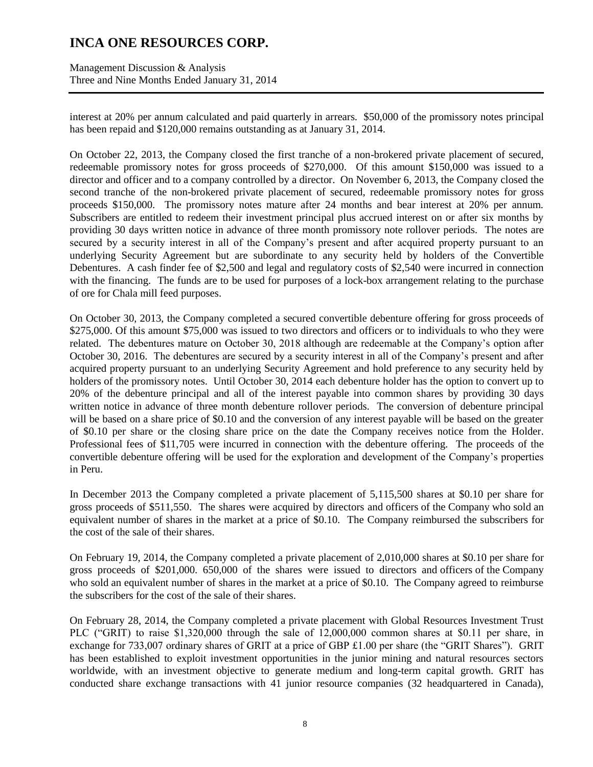interest at 20% per annum calculated and paid quarterly in arrears. $50,000 of the promissory notes principal has been repaid and $120,000 remains outstanding as at January 31, 2014.

On October 22, 2013, the Company closed the first tranche of a non-brokered private placement of secured, redeemable promissory notes for gross proceeds of $270,000. Of this amount $150,000 was issued to a director and officer and to a company controlled by a director. On November 6, 2013, the Company closed the second tranche of the non-brokered private placement of secured, redeemable promissory notes for gross proceeds $150,000. The promissory notes mature after 24 months and bear interest at 20% per annum. Subscribers are entitled to redeem their investment principal plus accrued interest on or after six months by providing 30 days written notice in advance of three month promissory note rollover periods. The notes are secured by a security interest in all of the Company's present and after acquired property pursuant to an underlying Security Agreement but are subordinate to any security held by holders of the Convertible Debentures. A cash finder fee of $2,500 and legal and regulatory costs of $2,540 were incurred in connection with the financing. The funds are to be used for purposes of a lock-box arrangement relating to the purchase of ore for Chala mill feed purposes.

On October 30, 2013, the Company completed a secured convertible debenture offering for gross proceeds of $275,000. Of this amount $75,000 was issued to two directors and officers or to individuals to who they were related. The debentures mature on October 30, 2018 although are redeemable at the Company's option after October 30, 2016. The debentures are secured by a security interest in all of the Company's present and after acquired property pursuant to an underlying Security Agreement and hold preference to any security held by holders of the promissory notes. Until October 30, 2014 each debenture holder has the option to convert up to 20% of the debenture principal and all of the interest payable into common shares by providing 30 days written notice in advance of three month debenture rollover periods. The conversion of debenture principal will be based on a share price of $0.10 and the conversion of any interest payable will be based on the greater of $0.10 per share or the closing share price on the date the Company receives notice from the Holder. Professional fees of $11,705 were incurred in connection with the debenture offering. The proceeds of the convertible debenture offering will be used for the exploration and development of the Company's properties in Peru.

In December 2013 the Company completed a private placement of 5,115,500 shares at $0.10 per share for gross proceeds of $511,550. The shares were acquired by directors and officers of the Company who sold an equivalent number of shares in the market at a price of $0.10. The Company reimbursed the subscribers for the cost of the sale of their shares.

On February 19, 2014, the Company completed a private placement of 2,010,000 shares at $0.10 per share for gross proceeds of $201,000. 650,000 of the shares were issued to directors and officers of the Company who sold an equivalent number of shares in the market at a price of $0.10. The Company agreed to reimburse the subscribers for the cost of the sale of their shares.

On February 28, 2014, the Company completed a private placement with Global Resources Investment Trust PLC ("GRIT) to raise $1,320,000 through the sale of 12,000,000 common shares at $0.11 per share, in exchange for 733,007 ordinary shares of GRIT at a price of GBP £1.00 per share (the "GRIT Shares"). GRIT has been established to exploit investment opportunities in the junior mining and natural resources sectors worldwide, with an investment objective to generate medium and long-term capital growth. GRIT has conducted share exchange transactions with 41 junior resource companies (32 headquartered in Canada),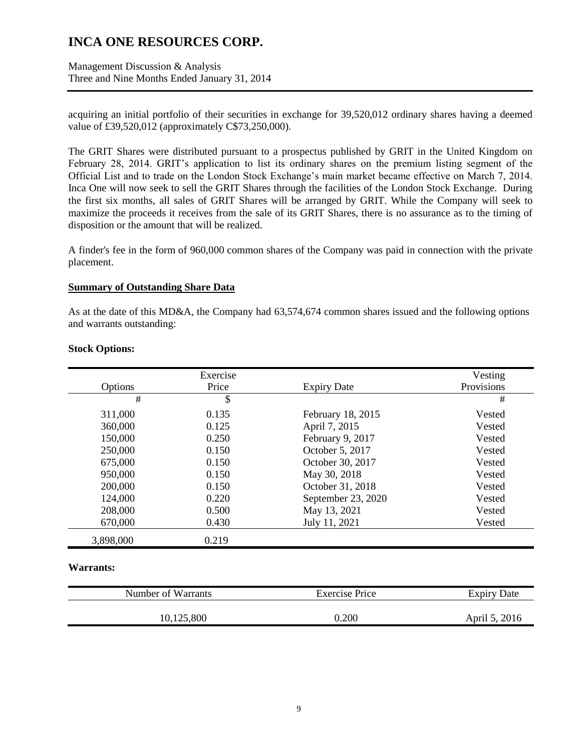acquiring an initial portfolio of their securities in exchange for 39,520,012 ordinary shares having a deemed value of £39,520,012 (approximately C$73,250,000).

The GRIT Shares were distributed pursuant to a prospectus published by GRIT in the United Kingdom on February 28, 2014. GRIT's application to list its ordinary shares on the premium listing segment of the Official List and to trade on the London Stock Exchange's main market became effective on March 7, 2014. Inca One will now seek to sell the GRIT Shares through the facilities of the London Stock Exchange. During the first six months, all sales of GRIT Shares will be arranged by GRIT. While the Company will seek to maximize the proceeds it receives from the sale of its GRIT Shares, there is no assurance as to the timing of disposition or the amount that will be realized.

A finder's fee in the form of 960,000 common shares of the Company was paid in connection with the private placement.

**Summary of Outstanding Share Data**

As at the date of this MD&A, the Company had 63,574,674 common shares issued and the following options and warrants outstanding:

**Stock Options:**

| Options | Exercise Price | Expiry Date | Vesting Provisions |
|---|---|---|---|
| # | $ | | # |
| 311,000 | 0.135 | February 18, 2015 | Vested |
| 360,000 | 0.125 | April 7, 2015 | Vested |
| 150,000 | 0.250 | February 9, 2017 | Vested |
| 250,000 | 0.150 | October 5, 2017 | Vested |
| 675,000 | 0.150 | October 30, 2017 | Vested |
| 950,000 | 0.150 | May 30, 2018 | Vested |
| 200,000 | 0.150 | October 31, 2018 | Vested |
| 124,000 | 0.220 | September 23, 2020 | Vested |
| 208,000 | 0.500 | May 13, 2021 | Vested |
| 670,000 | 0.430 | July 11, 2021 | Vested |
| 3,898,000 | 0.219 | | |

**Warrants:**

| Number of Warrants | Exercise Price | Expiry Date |
|---|---|---|
| 10,125,800 | 0.200 | April 5, 2016 |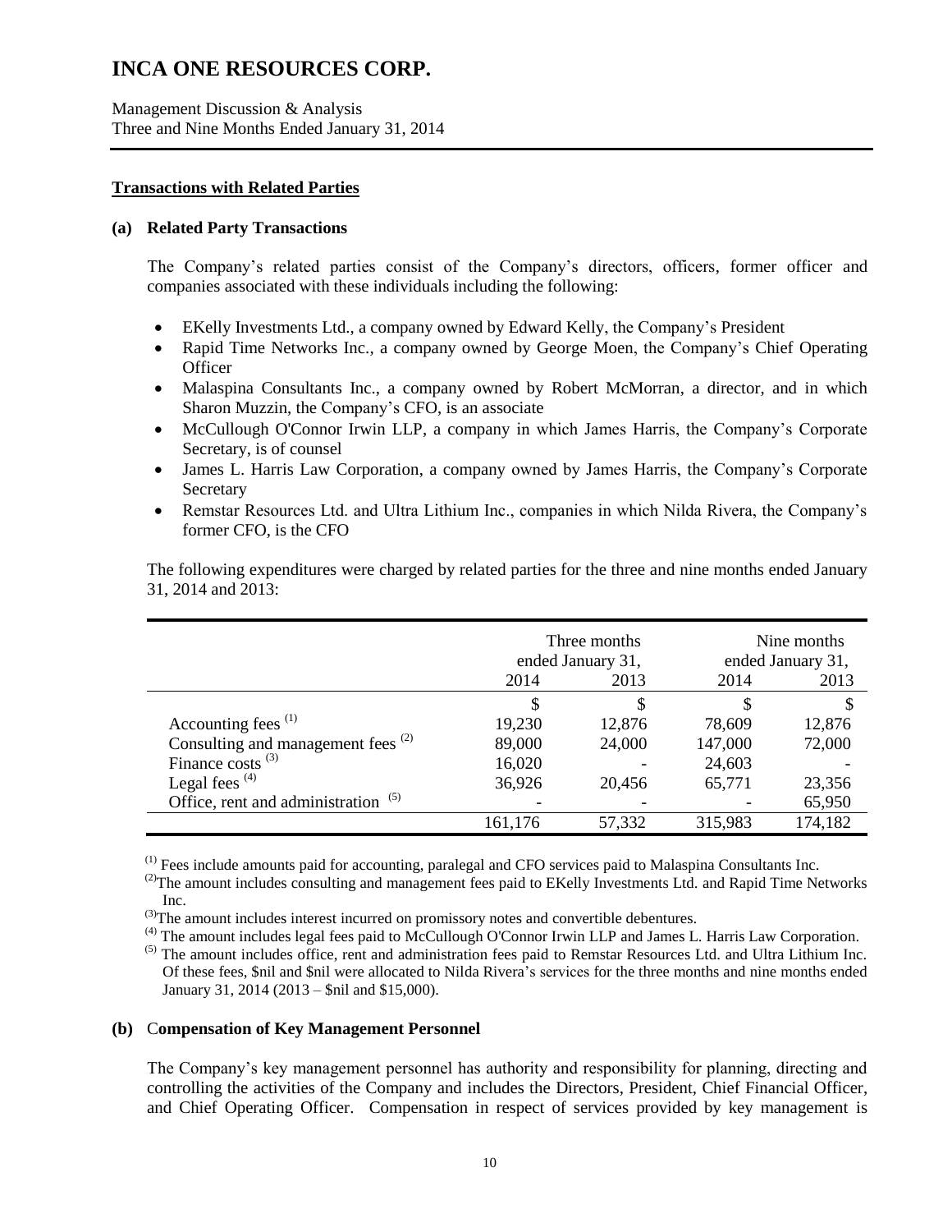## Transactions with Related Parties

### (a) Related Party Transactions

The Company's related parties consist of the Company's directors, officers, former officer and companies associated with these individuals including the following:

- EKelly Investments Ltd., a company owned by Edward Kelly, the Company's President
- Rapid Time Networks Inc., a company owned by George Moen, the Company's Chief Operating Officer
- Malaspina Consultants Inc., a company owned by Robert McMorran, a director, and in which Sharon Muzzin, the Company's CFO, is an associate
- McCullough O'Connor Irwin LLP, a company in which James Harris, the Company's Corporate Secretary, is of counsel
- James L. Harris Law Corporation, a company owned by James Harris, the Company's Corporate Secretary
- Remstar Resources Ltd. and Ultra Lithium Inc., companies in which Nilda Rivera, the Company's former CFO, is the CFO

The following expenditures were charged by related parties for the three and nine months ended January 31, 2014 and 2013:

| | Three months ended January 31, | | Nine months ended January 31, | |
|---|---|---|---|---|
| | 2014 | 2013 | 2014 | 2013 |
| | $ | $ | $ | $ |
| Accounting fees [(1)] | 19,230 | 12,876 | 78,609 | 12,876 |
| Consulting and management fees [(2)] | 89,000 | 24,000 | 147,000 | 72,000 |
| Finance costs [(3)] | 16,020 | - | 24,603 | - |
| Legal fees [(4)] | 36,926 | 20,456 | 65,771 | 23,356 |
| Office, rent and administration [(5)] | - | - | - | 65,950 |
| | 161,176 | 57,332 | 315,983 | 174,182 |

[(1)] Fees include amounts paid for accounting, paralegal and CFO services paid to Malaspina Consultants Inc.

[(2)] The amount includes consulting and management fees paid to EKelly Investments Ltd. and Rapid Time Networks Inc.

[(3)] The amount includes interest incurred on promissory notes and convertible debentures.

[(4)] The amount includes legal fees paid to McCullough O'Connor Irwin LLP and James L. Harris Law Corporation.

[(5)] The amount includes office, rent and administration fees paid to Remstar Resources Ltd. and Ultra Lithium Inc. Of these fees, $nil and $nil were allocated to Nilda Rivera's services for the three months and nine months ended January 31, 2014 (2013 – $nil and $15,000).

### (b) Compensation of Key Management Personnel

The Company's key management personnel has authority and responsibility for planning, directing and controlling the activities of the Company and includes the Directors, President, Chief Financial Officer, and Chief Operating Officer. Compensation in respect of services provided by key management is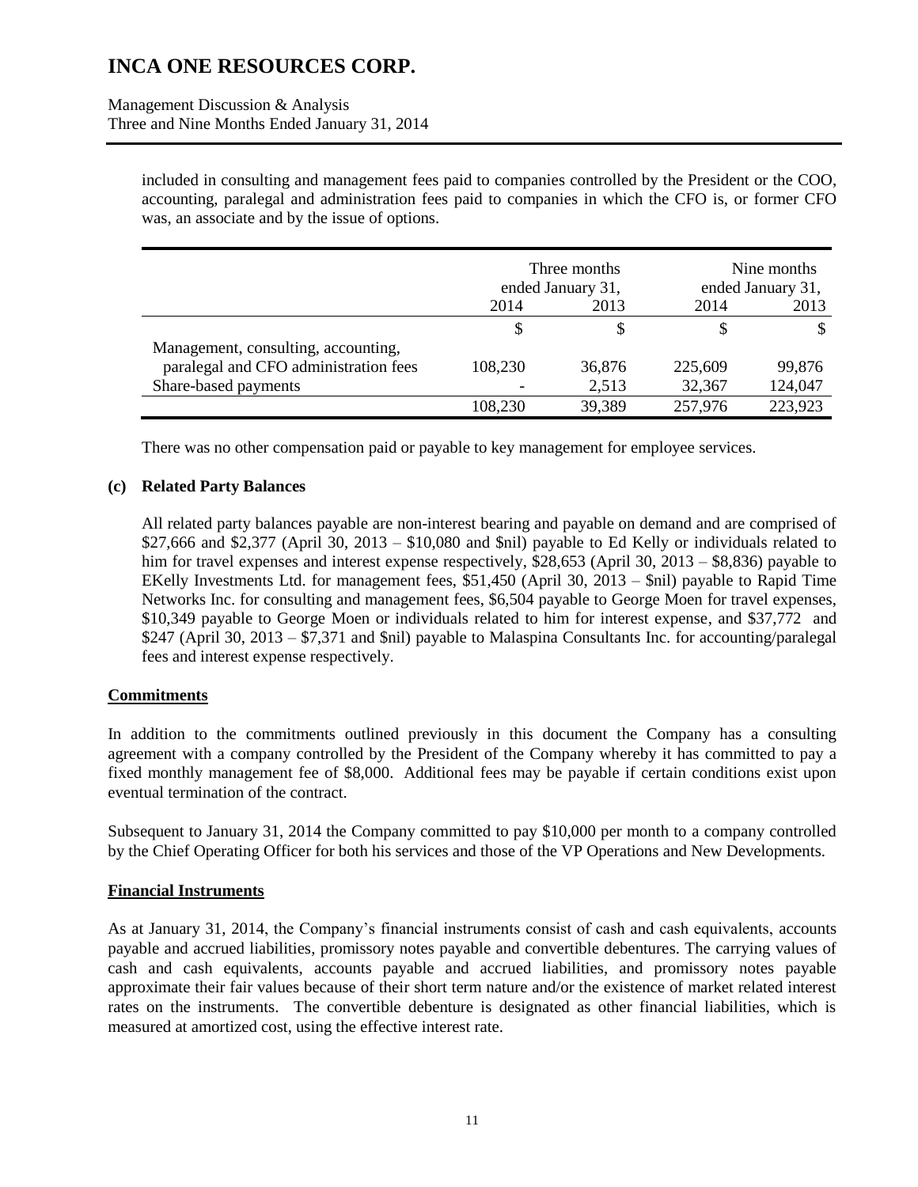included in consulting and management fees paid to companies controlled by the President or the COO, accounting, paralegal and administration fees paid to companies in which the CFO is, or former CFO was, an associate and by the issue of options.

| | Three months ended January 31, | | Nine months ended January 31, | |
|---|---|---|---|---|
| | 2014 | 2013 | 2014 | 2013 |
| | $ | $ | $ | $ |
| Management, consulting, accounting, paralegal and CFO administration fees | 108,230 | 36,876 | 225,609 | 99,876 |
| Share-based payments | - | 2,513 | 32,367 | 124,047 |
| | 108,230 | 39,389 | 257,976 | 223,923 |

There was no other compensation paid or payable to key management for employee services.

**(c) Related Party Balances**

All related party balances payable are non-interest bearing and payable on demand and are comprised of $27,666 and $2,377 (April 30, 2013 – $10,080 and $nil) payable to Ed Kelly or individuals related to him for travel expenses and interest expense respectively, $28,653 (April 30, 2013 – $8,836) payable to EKelly Investments Ltd. for management fees, $51,450 (April 30, 2013 – $nil) payable to Rapid Time Networks Inc. for consulting and management fees, $6,504 payable to George Moen for travel expenses, $10,349 payable to George Moen or individuals related to him for interest expense, and $37,772 and $247 (April 30, 2013 – $7,371 and $nil) payable to Malaspina Consultants Inc. for accounting/paralegal fees and interest expense respectively.

## Commitments

In addition to the commitments outlined previously in this document the Company has a consulting agreement with a company controlled by the President of the Company whereby it has committed to pay a fixed monthly management fee of $8,000. Additional fees may be payable if certain conditions exist upon eventual termination of the contract.

Subsequent to January 31, 2014 the Company committed to pay $10,000 per month to a company controlled by the Chief Operating Officer for both his services and those of the VP Operations and New Developments.

## Financial Instruments

As at January 31, 2014, the Company's financial instruments consist of cash and cash equivalents, accounts payable and accrued liabilities, promissory notes payable and convertible debentures. The carrying values of cash and cash equivalents, accounts payable and accrued liabilities, and promissory notes payable approximate their fair values because of their short term nature and/or the existence of market related interest rates on the instruments. The convertible debenture is designated as other financial liabilities, which is measured at amortized cost, using the effective interest rate.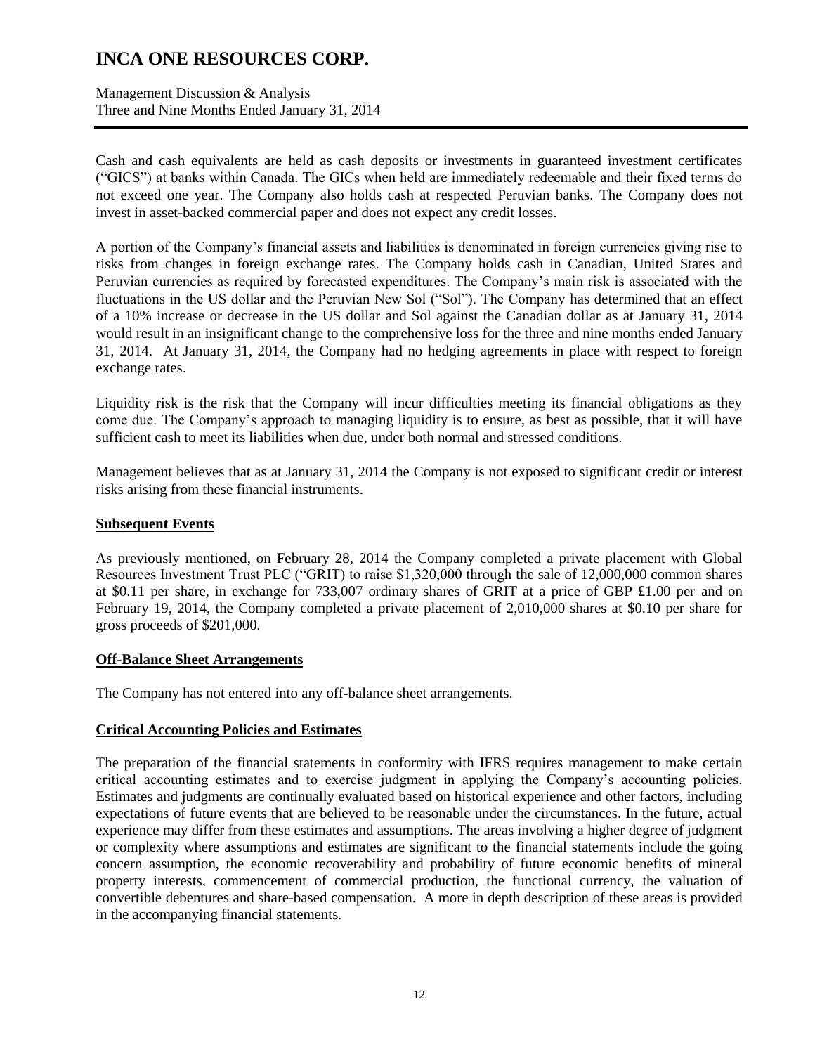Cash and cash equivalents are held as cash deposits or investments in guaranteed investment certificates ("GICS") at banks within Canada. The GICs when held are immediately redeemable and their fixed terms do not exceed one year. The Company also holds cash at respected Peruvian banks. The Company does not invest in asset-backed commercial paper and does not expect any credit losses.

A portion of the Company's financial assets and liabilities is denominated in foreign currencies giving rise to risks from changes in foreign exchange rates. The Company holds cash in Canadian, United States and Peruvian currencies as required by forecasted expenditures. The Company's main risk is associated with the fluctuations in the US dollar and the Peruvian New Sol ("Sol"). The Company has determined that an effect of a 10% increase or decrease in the US dollar and Sol against the Canadian dollar as at January 31, 2014 would result in an insignificant change to the comprehensive loss for the three and nine months ended January 31, 2014. At January 31, 2014, the Company had no hedging agreements in place with respect to foreign exchange rates.

Liquidity risk is the risk that the Company will incur difficulties meeting its financial obligations as they come due. The Company's approach to managing liquidity is to ensure, as best as possible, that it will have sufficient cash to meet its liabilities when due, under both normal and stressed conditions.

Management believes that as at January 31, 2014 the Company is not exposed to significant credit or interest risks arising from these financial instruments.

## Subsequent Events

As previously mentioned, on February 28, 2014 the Company completed a private placement with Global Resources Investment Trust PLC ("GRIT) to raise $1,320,000 through the sale of 12,000,000 common shares at $0.11 per share, in exchange for 733,007 ordinary shares of GRIT at a price of GBP £1.00 per and on February 19, 2014, the Company completed a private placement of 2,010,000 shares at $0.10 per share for gross proceeds of $201,000.

## Off-Balance Sheet Arrangements

The Company has not entered into any off-balance sheet arrangements.

## Critical Accounting Policies and Estimates

The preparation of the financial statements in conformity with IFRS requires management to make certain critical accounting estimates and to exercise judgment in applying the Company's accounting policies. Estimates and judgments are continually evaluated based on historical experience and other factors, including expectations of future events that are believed to be reasonable under the circumstances. In the future, actual experience may differ from these estimates and assumptions. The areas involving a higher degree of judgment or complexity where assumptions and estimates are significant to the financial statements include the going concern assumption, the economic recoverability and probability of future economic benefits of mineral property interests, commencement of commercial production, the functional currency, the valuation of convertible debentures and share-based compensation. A more in depth description of these areas is provided in the accompanying financial statements.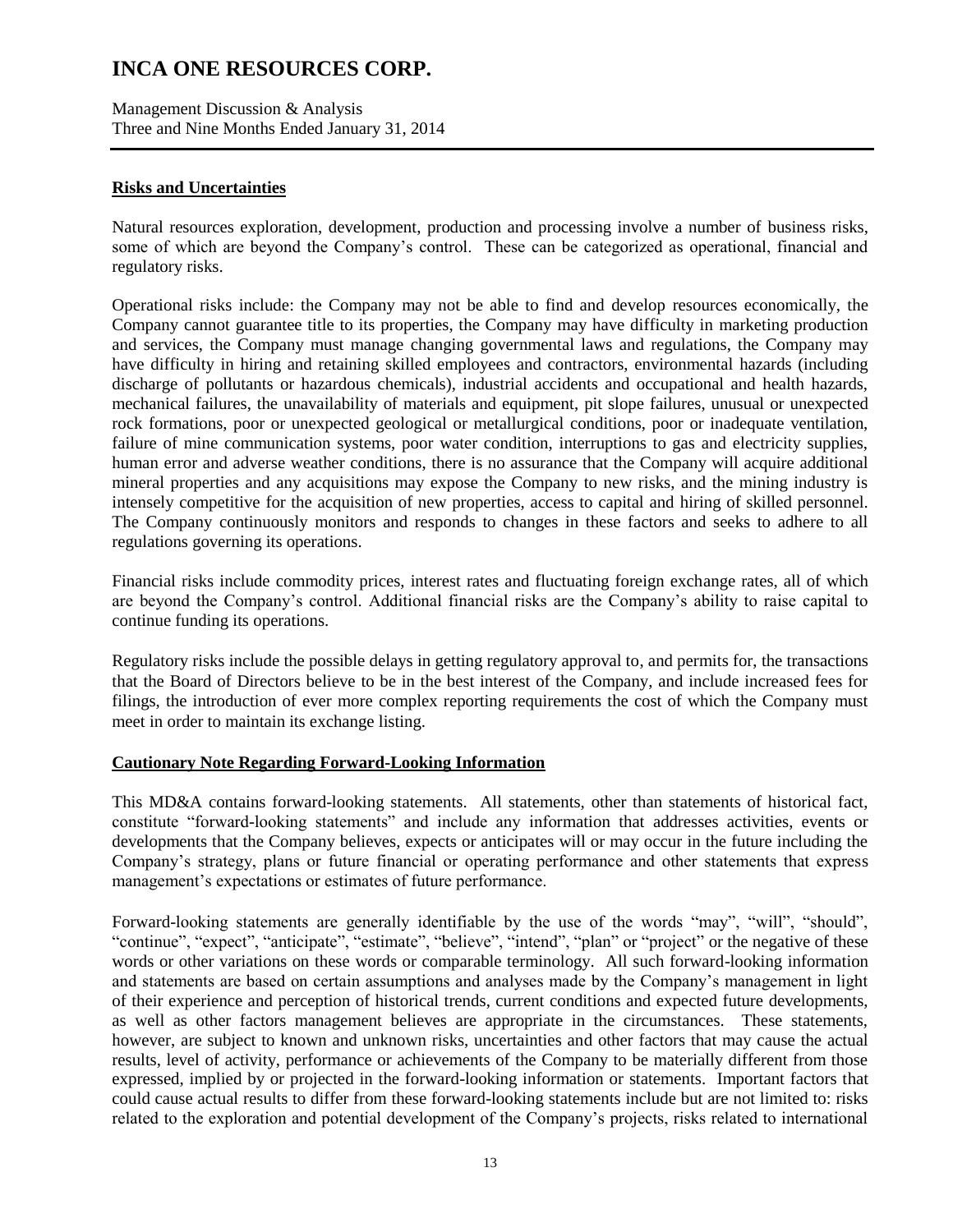## Risks and Uncertainties

Natural resources exploration, development, production and processing involve a number of business risks, some of which are beyond the Company's control. These can be categorized as operational, financial and regulatory risks.

Operational risks include: the Company may not be able to find and develop resources economically, the Company cannot guarantee title to its properties, the Company may have difficulty in marketing production and services, the Company must manage changing governmental laws and regulations, the Company may have difficulty in hiring and retaining skilled employees and contractors, environmental hazards (including discharge of pollutants or hazardous chemicals), industrial accidents and occupational and health hazards, mechanical failures, the unavailability of materials and equipment, pit slope failures, unusual or unexpected rock formations, poor or unexpected geological or metallurgical conditions, poor or inadequate ventilation, failure of mine communication systems, poor water condition, interruptions to gas and electricity supplies, human error and adverse weather conditions, there is no assurance that the Company will acquire additional mineral properties and any acquisitions may expose the Company to new risks, and the mining industry is intensely competitive for the acquisition of new properties, access to capital and hiring of skilled personnel. The Company continuously monitors and responds to changes in these factors and seeks to adhere to all regulations governing its operations.

Financial risks include commodity prices, interest rates and fluctuating foreign exchange rates, all of which are beyond the Company's control. Additional financial risks are the Company's ability to raise capital to continue funding its operations.

Regulatory risks include the possible delays in getting regulatory approval to, and permits for, the transactions that the Board of Directors believe to be in the best interest of the Company, and include increased fees for filings, the introduction of ever more complex reporting requirements the cost of which the Company must meet in order to maintain its exchange listing.

## Cautionary Note Regarding Forward-Looking Information

This MD&A contains forward-looking statements. All statements, other than statements of historical fact, constitute "forward-looking statements" and include any information that addresses activities, events or developments that the Company believes, expects or anticipates will or may occur in the future including the Company's strategy, plans or future financial or operating performance and other statements that express management's expectations or estimates of future performance.

Forward-looking statements are generally identifiable by the use of the words "may", "will", "should", "continue", "expect", "anticipate", "estimate", "believe", "intend", "plan" or "project" or the negative of these words or other variations on these words or comparable terminology. All such forward-looking information and statements are based on certain assumptions and analyses made by the Company's management in light of their experience and perception of historical trends, current conditions and expected future developments, as well as other factors management believes are appropriate in the circumstances. These statements, however, are subject to known and unknown risks, uncertainties and other factors that may cause the actual results, level of activity, performance or achievements of the Company to be materially different from those expressed, implied by or projected in the forward-looking information or statements. Important factors that could cause actual results to differ from these forward-looking statements include but are not limited to: risks related to the exploration and potential development of the Company's projects, risks related to international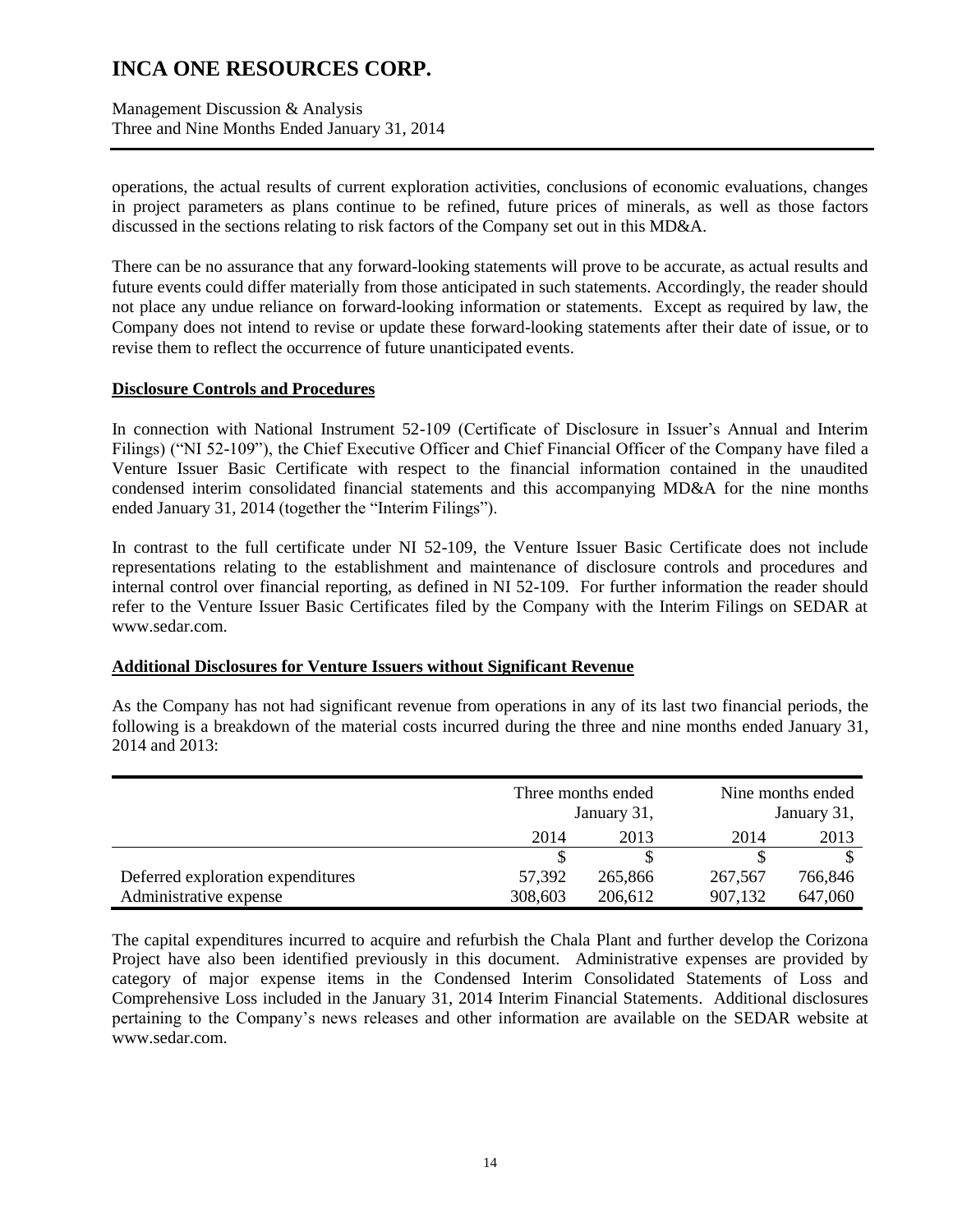operations, the actual results of current exploration activities, conclusions of economic evaluations, changes in project parameters as plans continue to be refined, future prices of minerals, as well as those factors discussed in the sections relating to risk factors of the Company set out in this MD&A.

There can be no assurance that any forward-looking statements will prove to be accurate, as actual results and future events could differ materially from those anticipated in such statements. Accordingly, the reader should not place any undue reliance on forward-looking information or statements. Except as required by law, the Company does not intend to revise or update these forward-looking statements after their date of issue, or to revise them to reflect the occurrence of future unanticipated events.

## Disclosure Controls and Procedures

In connection with National Instrument 52-109 (Certificate of Disclosure in Issuer's Annual and Interim Filings) ("NI 52-109"), the Chief Executive Officer and Chief Financial Officer of the Company have filed a Venture Issuer Basic Certificate with respect to the financial information contained in the unaudited condensed interim consolidated financial statements and this accompanying MD&A for the nine months ended January 31, 2014 (together the "Interim Filings").

In contrast to the full certificate under NI 52-109, the Venture Issuer Basic Certificate does not include representations relating to the establishment and maintenance of disclosure controls and procedures and internal control over financial reporting, as defined in NI 52-109. For further information the reader should refer to the Venture Issuer Basic Certificates filed by the Company with the Interim Filings on SEDAR at www.sedar.com.

## Additional Disclosures for Venture Issuers without Significant Revenue

As the Company has not had significant revenue from operations in any of its last two financial periods, the following is a breakdown of the material costs incurred during the three and nine months ended January 31, 2014 and 2013:

| | Three months ended January 31, | | Nine months ended January 31, | |
|---|---|---|---|---|
| | 2014 | 2013 | 2014 | 2013 |
| | $ | $ | $ | $ |
| Deferred exploration expenditures | 57,392 | 265,866 | 267,567 | 766,846 |
| Administrative expense | 308,603 | 206,612 | 907,132 | 647,060 |

The capital expenditures incurred to acquire and refurbish the Chala Plant and further develop the Corizona Project have also been identified previously in this document. Administrative expenses are provided by category of major expense items in the Condensed Interim Consolidated Statements of Loss and Comprehensive Loss included in the January 31, 2014 Interim Financial Statements. Additional disclosures pertaining to the Company's news releases and other information are available on the SEDAR website at www.sedar.com.